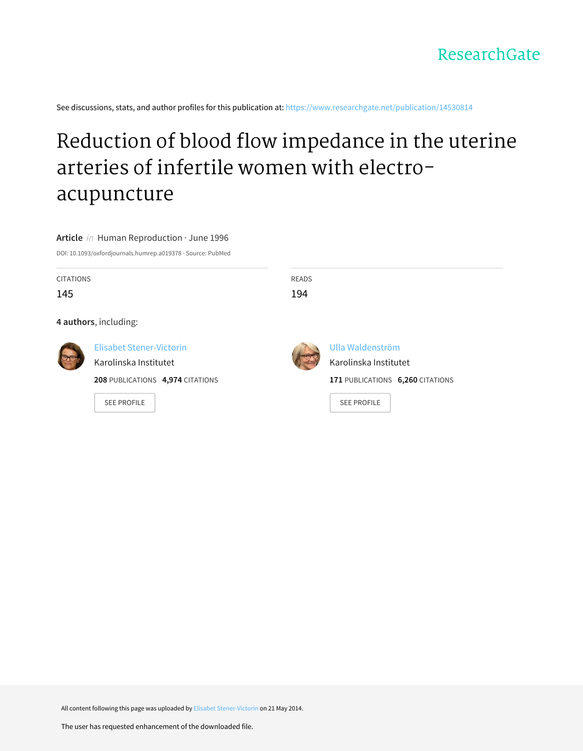ResearchGate

See discussions, stats, and author profiles for this publication at: https://www.researchgate.net/publication/14530814

# Reduction of blood flow impedance in the uterine arteries of infertile women with electro-acupuncture

**Article** *in* Human Reproduction · June 1996

DOI: 10.1093/oxfordjournals.humrep.a019378 · Source: PubMed

CITATIONS
145

READS
194

**4 authors**, including:

Elisabet Stener-Victorin
Karolinska Institutet
**208** PUBLICATIONS **4,974** CITATIONS
SEE PROFILE

Ulla Waldenström
Karolinska Institutet
**171** PUBLICATIONS **6,260** CITATIONS
SEE PROFILE

All content following this page was uploaded by Elisabet Stener-Victorin on 21 May 2014.

The user has requested enhancement of the downloaded file.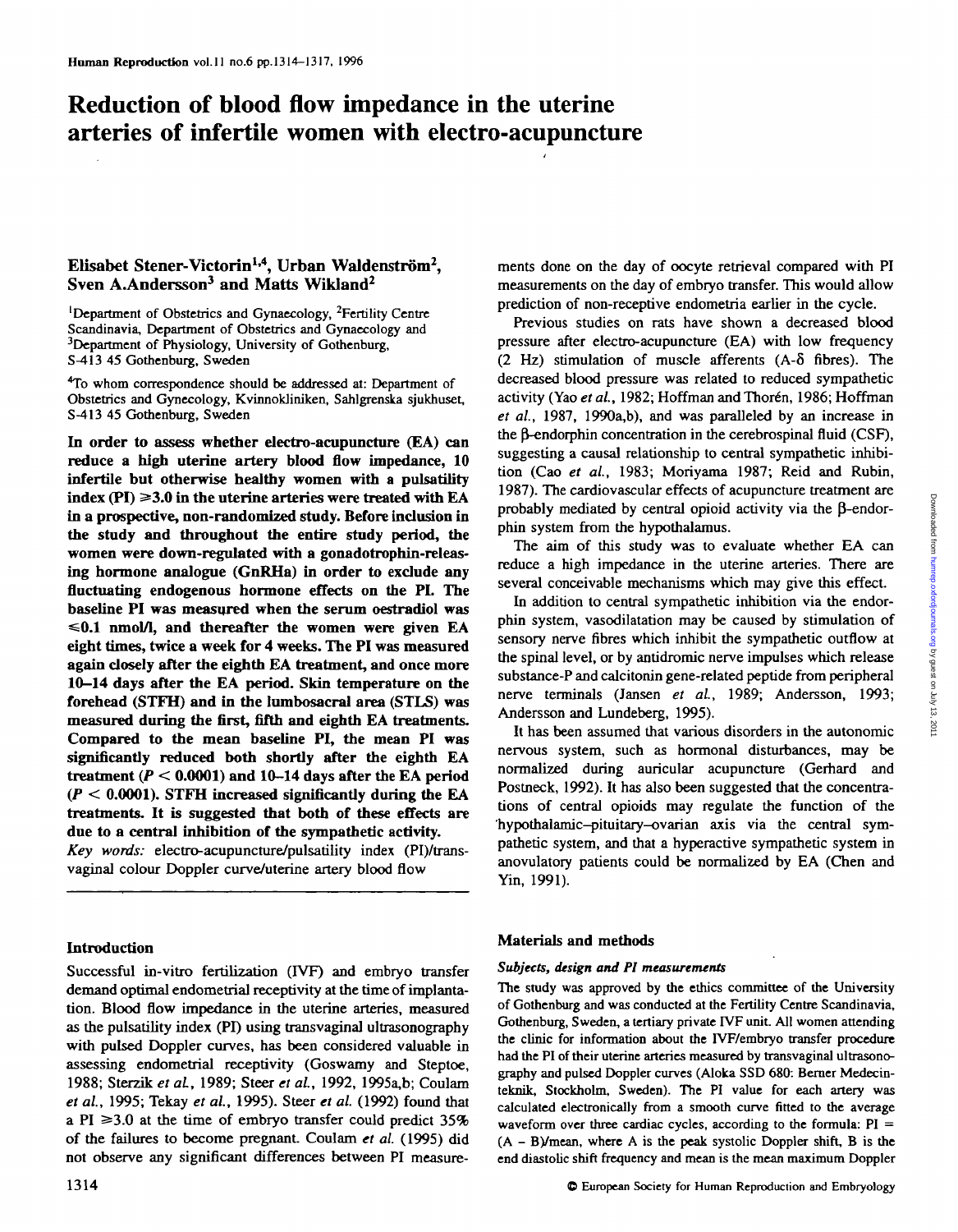# Reduction of blood flow impedance in the uterine arteries of infertile women with electro-acupuncture

**Elisabet Stener-Victorin[1,4], Urban Waldenström[2], Sven A.Andersson[3] and Matts Wikland[2]**

[1]Department of Obstetrics and Gynaecology, [2]Fertility Centre Scandinavia, Department of Obstetrics and Gynaecology and [3]Department of Physiology, University of Gothenburg, S-413 45 Gothenburg, Sweden

[4]To whom correspondence should be addressed at: Department of Obstetrics and Gynecology, Kvinnokliniken, Sahlgrenska sjukhuset, S-413 45 Gothenburg, Sweden

**In order to assess whether electro-acupuncture (EA) can reduce a high uterine artery blood flow impedance, 10 infertile but otherwise healthy women with a pulsatility index (PI) ≥3.0 in the uterine arteries were treated with EA in a prospective, non-randomized study. Before inclusion in the study and throughout the entire study period, the women were down-regulated with a gonadotrophin-releasing hormone analogue (GnRHa) in order to exclude any fluctuating endogenous hormone effects on the PI. The baseline PI was measured when the serum oestradiol was ≤0.1 nmol/l, and thereafter the women were given EA eight times, twice a week for 4 weeks. The PI was measured again closely after the eighth EA treatment, and once more 10–14 days after the EA period. Skin temperature on the forehead (STFH) and in the lumbosacral area (STLS) was measured during the first, fifth and eighth EA treatments. Compared to the mean baseline PI, the mean PI was significantly reduced both shortly after the eighth EA treatment ($P < 0.0001$) and 10–14 days after the EA period ($P < 0.0001$). STFH increased significantly during the EA treatments. It is suggested that both of these effects are due to a central inhibition of the sympathetic activity.**

*Key words:* electro-acupuncture/pulsatility index (PI)/transvaginal colour Doppler curve/uterine artery blood flow

## Introduction

Successful in-vitro fertilization (IVF) and embryo transfer demand optimal endometrial receptivity at the time of implantation. Blood flow impedance in the uterine arteries, measured as the pulsatility index (PI) using transvaginal ultrasonography with pulsed Doppler curves, has been considered valuable in assessing endometrial receptivity (Goswamy and Steptoe, 1988; Sterzik *et al.*, 1989; Steer *et al.*, 1992, 1995a,b; Coulam *et al.*, 1995; Tekay *et al.*, 1995). Steer *et al.* (1992) found that a PI ≥3.0 at the time of embryo transfer could predict 35% of the failures to become pregnant. Coulam *et al.* (1995) did not observe any significant differences between PI measurements done on the day of oocyte retrieval compared with PI measurements on the day of embryo transfer. This would allow prediction of non-receptive endometria earlier in the cycle.

Previous studies on rats have shown a decreased blood pressure after electro-acupuncture (EA) with low frequency (2 Hz) stimulation of muscle afferents (A-δ fibres). The decreased blood pressure was related to reduced sympathetic activity (Yao *et al.*, 1982; Hoffman and Thorén, 1986; Hoffman *et al.*, 1987, 1990a,b), and was paralleled by an increase in the β-endorphin concentration in the cerebrospinal fluid (CSF), suggesting a causal relationship to central sympathetic inhibition (Cao *et al.*, 1983; Moriyama 1987; Reid and Rubin, 1987). The cardiovascular effects of acupuncture treatment are probably mediated by central opioid activity via the β-endorphin system from the hypothalamus.

The aim of this study was to evaluate whether EA can reduce a high impedance in the uterine arteries. There are several conceivable mechanisms which may give this effect.

In addition to central sympathetic inhibition via the endorphin system, vasodilatation may be caused by stimulation of sensory nerve fibres which inhibit the sympathetic outflow at the spinal level, or by antidromic nerve impulses which release substance-P and calcitonin gene-related peptide from peripheral nerve terminals (Jansen *et al.*, 1989; Andersson, 1993; Andersson and Lundeberg, 1995).

It has been assumed that various disorders in the autonomic nervous system, such as hormonal disturbances, may be normalized during auricular acupuncture (Gerhard and Postneck, 1992). It has also been suggested that the concentrations of central opioids may regulate the function of the hypothalamic–pituitary–ovarian axis via the central sympathetic system, and that a hyperactive sympathetic system in anovulatory patients could be normalized by EA (Chen and Yin, 1991).

## Materials and methods

### *Subjects, design and PI measurements*

The study was approved by the ethics committee of the University of Gothenburg and was conducted at the Fertility Centre Scandinavia, Gothenburg, Sweden, a tertiary private IVF unit. All women attending the clinic for information about the IVF/embryo transfer procedure had the PI of their uterine arteries measured by transvaginal ultrasonography and pulsed Doppler curves (Aloka SSD 680: Berner Medecinteknik, Stockholm, Sweden). The PI value for each artery was calculated electronically from a smooth curve fitted to the average waveform over three cardiac cycles, according to the formula: $PI = (A - B)/mean$, where A is the peak systolic Doppler shift, B is the end diastolic shift frequency and mean is the mean maximum Doppler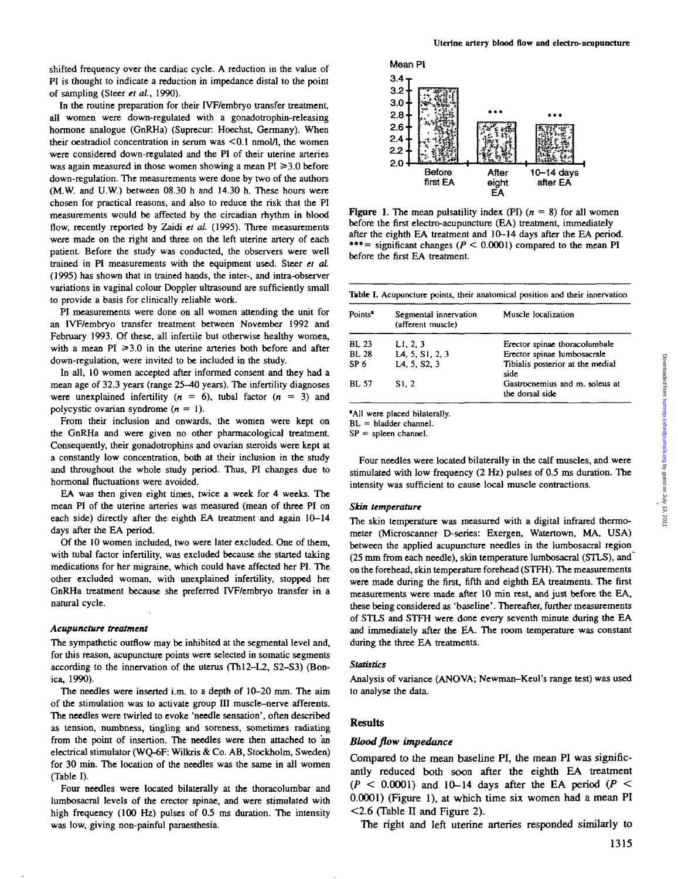shifted frequency over the cardiac cycle. A reduction in the value of PI is thought to indicate a reduction in impedance distal to the point of sampling (Steer *et al.*, 1990).

In the routine preparation for their IVF/embryo transfer treatment, all women were down-regulated with a gonadotrophin-releasing hormone analogue (GnRHa) (Suprecur: Hoechst, Germany). When their oestradiol concentration in serum was <0.1 nmol/l, the women were considered down-regulated and the PI of their uterine arteries was again measured in those women showing a mean PI ≥3.0 before down-regulation. The measurements were done by two of the authors (M.W. and U.W.) between 08.30 h and 14.30 h. These hours were chosen for practical reasons, and also to reduce the risk that the PI measurements would be affected by the circadian rhythm in blood flow, recently reported by Zaidi *et al.* (1995). Three measurements were made on the right and three on the left uterine artery of each patient. Before the study was conducted, the observers were well trained in PI measurements with the equipment used. Steer *et al.* (1995) has shown that in trained hands, the inter-, and intra-observer variations in vaginal colour Doppler ultrasound are sufficiently small to provide a basis for clinically reliable work.

PI measurements were done on all women attending the unit for an IVF/embryo transfer treatment between November 1992 and February 1993. Of these, all infertile but otherwise healthy women, with a mean PI ≥3.0 in the uterine arteries both before and after down-regulation, were invited to be included in the study.

In all, 10 women accepted after informed consent and they had a mean age of 32.3 years (range 25–40 years). The infertility diagnoses were unexplained infertility ($n$ = 6), tubal factor ($n$ = 3) and polycystic ovarian syndrome ($n$ = 1).

From their inclusion and onwards, the women were kept on the GnRHa and were given no other pharmacological treatment. Consequently, their gonadotrophins and ovarian steroids were kept at a constantly low concentration, both at their inclusion in the study and throughout the whole study period. Thus, PI changes due to hormonal fluctuations were avoided.

EA was then given eight times, twice a week for 4 weeks. The mean PI of the uterine arteries was measured (mean of three PI on each side) directly after the eighth EA treatment and again 10–14 days after the EA period.

Of the 10 women included, two were later excluded. One of them, with tubal factor infertility, was excluded because she started taking medications for her migraine, which could have affected her PI. The other excluded woman, with unexplained infertility, stopped her GnRHa treatment because she preferred IVF/embryo transfer in a natural cycle.

### *Acupuncture treatment*

The sympathetic outflow may be inhibited at the segmental level and, for this reason, acupuncture points were selected in somatic segments according to the innervation of the uterus (Th12–L2, S2–S3) (Bonica, 1990).

The needles were inserted i.m. to a depth of 10–20 mm. The aim of the stimulation was to activate group III muscle–nerve afferents. The needles were twirled to evoke 'needle sensation', often described as tension, numbness, tingling and soreness, sometimes radiating from the point of insertion. The needles were then attached to an electrical stimulator (WQ-6F: Wilkris & Co. AB, Stockholm, Sweden) for 30 min. The location of the needles was the same in all women (Table I).

Four needles were located bilaterally at the thoracolumbar and lumbosacral levels of the erector spinae, and were stimulated with high frequency (100 Hz) pulses of 0.5 ms duration. The intensity was low, giving non-painful paraesthesia.

Mean PI

Figure 1. The mean pulsatility index (PI) ($n$ = 8) for all women before the first electro-acupuncture (EA) treatment, immediately after the eighth EA treatment and 10–14 days after the EA period. *** = significant changes ($P$ < 0.0001) compared to the mean PI before the first EA treatment.

**Table I.** Acupuncture points, their anatomical position and their innervation

| Points[a] | Segmental innervation (afferent muscle) | Muscle localization |
|---|---|---|
| BL 23 | L1, 2, 3 | Erector spinae thoracolumbale |
| BL 28 | L4, 5, S1, 2, 3 | Erector spinae lumbosacrale |
| SP 6 | L4, 5, S2, 3 | Tibialis posterior at the medial side |
| BL 57 | S1, 2 | Gastrocnemius and m. soleus at the dorsal side |

[a]All were placed bilaterally.
BL = bladder channel.
SP = spleen channel.

Four needles were located bilaterally in the calf muscles, and were stimulated with low frequency (2 Hz) pulses of 0.5 ms duration. The intensity was sufficient to cause local muscle contractions.

### *Skin temperature*

The skin temperature was measured with a digital infrared thermometer (Microscanner D-series: Exergen, Watertown, MA, USA) between the applied acupuncture needles in the lumbosacral region (25 mm from each needle), skin temperature lumbosacral (STLS), and on the forehead, skin temperature forehead (STFH). The measurements were made during the first, fifth and eighth EA treatments. The first measurements were made after 10 min rest, and just before the EA, these being considered as 'baseline'. Thereafter, further measurements of STLS and STFH were done every seventh minute during the EA and immediately after the EA. The room temperature was constant during the three EA treatments.

### *Statistics*

Analysis of variance (ANOVA; Newman–Keul's range test) was used to analyse the data.

## Results

### *Blood flow impedance*

Compared to the mean baseline PI, the mean PI was significantly reduced both soon after the eighth EA treatment ($P$ < 0.0001) and 10–14 days after the EA period ($P$ < 0.0001) (Figure 1), at which time six women had a mean PI <2.6 (Table II and Figure 2).

The right and left uterine arteries responded similarly to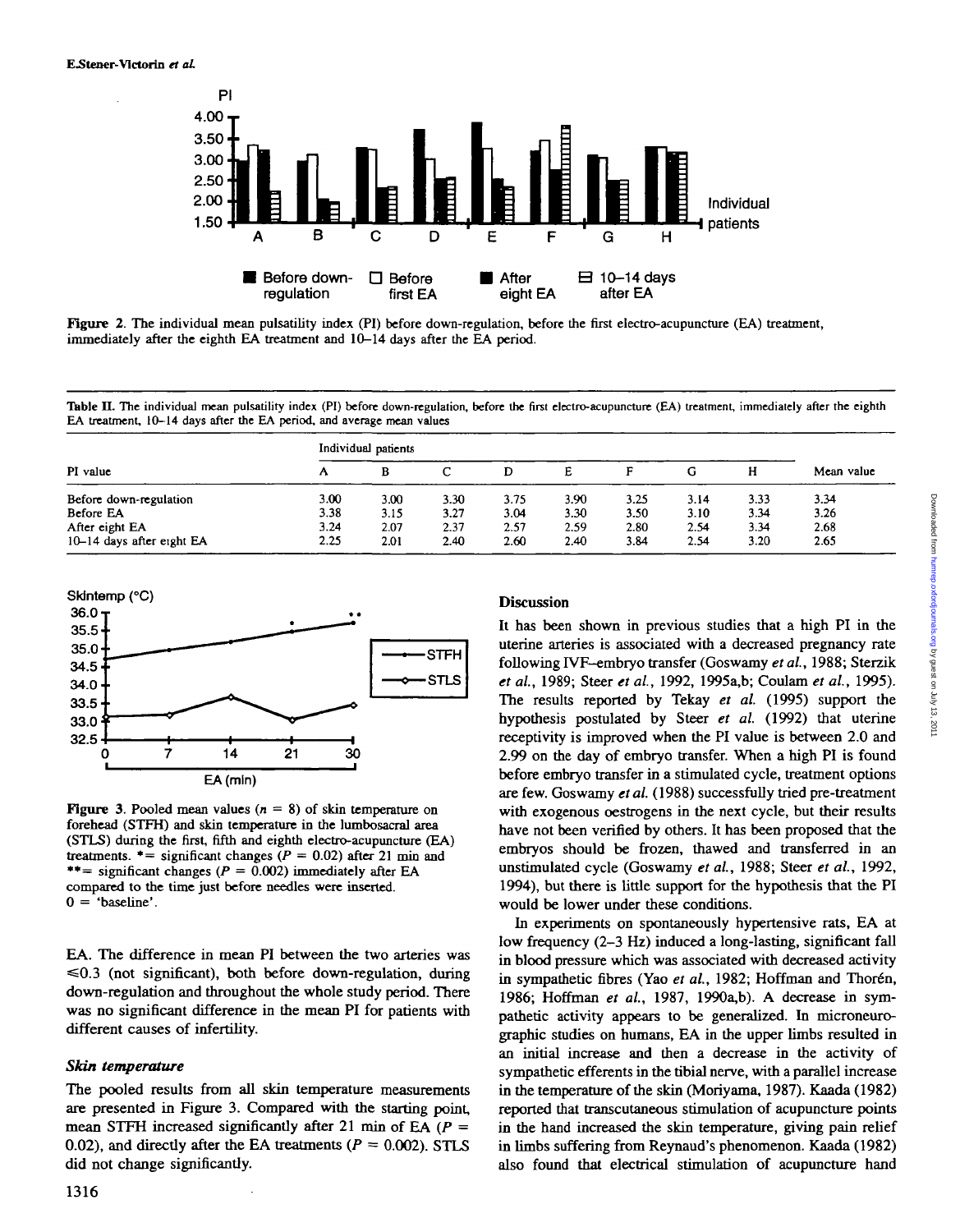**Figure 2.** The individual mean pulsatility index (PI) before down-regulation, before the first electro-acupuncture (EA) treatment, immediately after the eighth EA treatment and 10–14 days after the EA period.

**Table II.** The individual mean pulsatility index (PI) before down-regulation, before the first electro-acupuncture (EA) treatment, immediately after the eighth EA treatment, 10–14 days after the EA period, and average mean values

| PI value | Individual patients | | | | | | | | Mean value |
|---|---|---|---|---|---|---|---|---|---|
| | A | B | C | D | E | F | G | H | |
| Before down-regulation | 3.00 | 3.00 | 3.30 | 3.75 | 3.90 | 3.25 | 3.14 | 3.33 | 3.34 |
| Before EA | 3.38 | 3.15 | 3.27 | 3.04 | 3.30 | 3.50 | 3.10 | 3.34 | 3.26 |
| After eight EA | 3.24 | 2.07 | 2.37 | 2.57 | 2.59 | 2.80 | 2.54 | 3.34 | 2.68 |
| 10–14 days after eight EA | 2.25 | 2.01 | 2.40 | 2.60 | 2.40 | 3.84 | 2.54 | 3.20 | 2.65 |

**Figure 3.** Pooled mean values ($n$ = 8) of skin temperature on forehead (STFH) and skin temperature in the lumbosacral area (STLS) during the first, fifth and eighth electro-acupuncture (EA) treatments. * = significant changes ($P$ = 0.02) after 21 min and ** = significant changes ($P$ = 0.002) immediately after EA compared to the time just before needles were inserted. 0 = 'baseline'.

EA. The difference in mean PI between the two arteries was ≤0.3 (not significant), both before down-regulation, during down-regulation and throughout the whole study period. There was no significant difference in the mean PI for patients with different causes of infertility.

### *Skin temperature*

The pooled results from all skin temperature measurements are presented in Figure 3. Compared with the starting point, mean STFH increased significantly after 21 min of EA ($P$ = 0.02), and directly after the EA treatments ($P$ = 0.002). STLS did not change significantly.

## Discussion

It has been shown in previous studies that a high PI in the uterine arteries is associated with a decreased pregnancy rate following IVF–embryo transfer (Goswamy *et al.*, 1988; Sterzik *et al.*, 1989; Steer *et al.*, 1992, 1995a,b; Coulam *et al.*, 1995). The results reported by Tekay *et al.* (1995) support the hypothesis postulated by Steer *et al.* (1992) that uterine receptivity is improved when the PI value is between 2.0 and 2.99 on the day of embryo transfer. When a high PI is found before embryo transfer in a stimulated cycle, treatment options are few. Goswamy *et al.* (1988) successfully tried pre-treatment with exogenous oestrogens in the next cycle, but their results have not been verified by others. It has been proposed that the embryos should be frozen, thawed and transferred in an unstimulated cycle (Goswamy *et al.*, 1988; Steer *et al.*, 1992, 1994), but there is little support for the hypothesis that the PI would be lower under these conditions.

In experiments on spontaneously hypertensive rats, EA at low frequency (2–3 Hz) induced a long-lasting, significant fall in blood pressure which was associated with decreased activity in sympathetic fibres (Yao *et al.*, 1982; Hoffman and Thorén, 1986; Hoffman *et al.*, 1987, 1990a,b). A decrease in sympathetic activity appears to be generalized. In microneurographic studies on humans, EA in the upper limbs resulted in an initial increase and then a decrease in the activity of sympathetic efferents in the tibial nerve, with a parallel increase in the temperature of the skin (Moriyama, 1987). Kaada (1982) reported that transcutaneous stimulation of acupuncture points in the hand increased the skin temperature, giving pain relief in limbs suffering from Reynaud's phenomenon. Kaada (1982) also found that electrical stimulation of acupuncture hand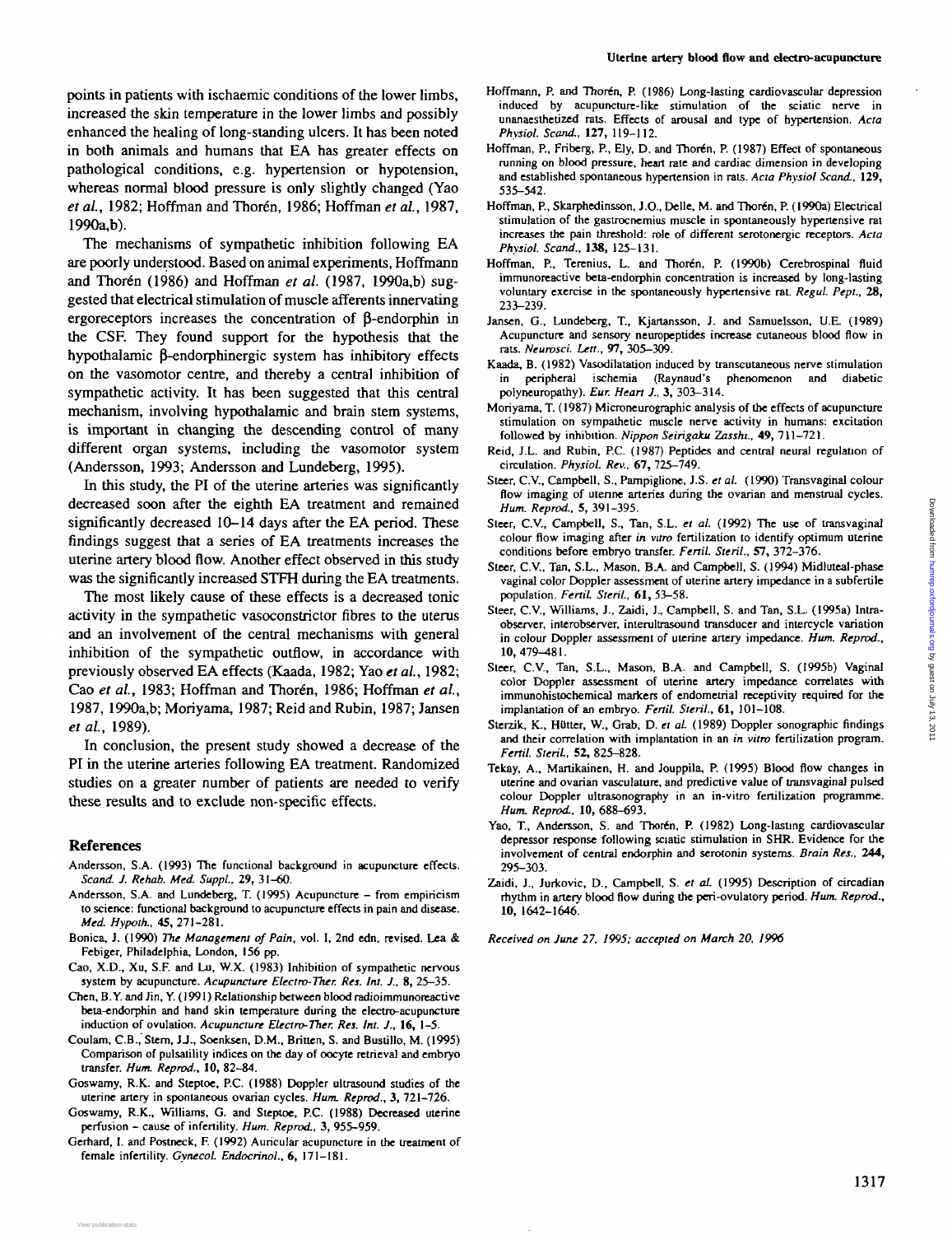points in patients with ischaemic conditions of the lower limbs, increased the skin temperature in the lower limbs and possibly enhanced the healing of long-standing ulcers. It has been noted in both animals and humans that EA has greater effects on pathological conditions, e.g. hypertension or hypotension, whereas normal blood pressure is only slightly changed (Yao *et al.*, 1982; Hoffman and Thorén, 1986; Hoffman *et al.*, 1987, 1990a,b).

The mechanisms of sympathetic inhibition following EA are poorly understood. Based on animal experiments, Hoffmann and Thorén (1986) and Hoffman *et al.* (1987, 1990a,b) suggested that electrical stimulation of muscle afferents innervating ergoreceptors increases the concentration of β-endorphin in the CSF. They found support for the hypothesis that the hypothalamic β-endorphinergic system has inhibitory effects on the vasomotor centre, and thereby a central inhibition of sympathetic activity. It has been suggested that this central mechanism, involving hypothalamic and brain stem systems, is important in changing the descending control of many different organ systems, including the vasomotor system (Andersson, 1993; Andersson and Lundeberg, 1995).

In this study, the PI of the uterine arteries was significantly decreased soon after the eighth EA treatment and remained significantly decreased 10–14 days after the EA period. These findings suggest that a series of EA treatments increases the uterine artery blood flow. Another effect observed in this study was the significantly increased STFH during the EA treatments.

The most likely cause of these effects is a decreased tonic activity in the sympathetic vasoconstrictor fibres to the uterus and an involvement of the central mechanisms with general inhibition of the sympathetic outflow, in accordance with previously observed EA effects (Kaada, 1982; Yao *et al.*, 1982; Cao *et al.*, 1983; Hoffman and Thorén, 1986; Hoffman *et al.*, 1987, 1990a,b; Moriyama, 1987; Reid and Rubin, 1987; Jansen *et al.*, 1989).

In conclusion, the present study showed a decrease of the PI in the uterine arteries following EA treatment. Randomized studies on a greater number of patients are needed to verify these results and to exclude non-specific effects.

## References

Andersson, S.A. (1993) The functional background in acupuncture effects. *Scand. J. Rehab. Med. Suppl.*, **29**, 31–60.

Andersson, S.A. and Lundeberg, T. (1995) Acupuncture – from empiricism to science: functional background to acupuncture effects in pain and disease. *Med. Hypoth.*, **45**, 271–281.

Bonica, J. (1990) *The Management of Pain*, vol. I, 2nd edn, revised. Lea & Febiger, Philadelphia, London, 156 pp.

Cao, X.D., Xu, S.F. and Lu, W.X. (1983) Inhibition of sympathetic nervous system by acupuncture. *Acupuncture Electro-Ther. Res. Int. J.*, **8**, 25–35.

Chen, B.Y. and Jin, Y. (1991) Relationship between blood radioimmunoreactive beta-endorphin and hand skin temperature during the electro-acupuncture induction of ovulation. *Acupuncture Electro-Ther. Res. Int. J.*, **16**, 1–5.

Coulam, C.B., Stern, J.J., Soenksen, D.M., Britten, S. and Bustillo, M. (1995) Comparison of pulsatility indices on the day of oocyte retrieval and embryo transfer. *Hum. Reprod.*, **10**, 82–84.

Goswamy, R.K. and Steptoe, P.C. (1988) Doppler ultrasound studies of the uterine artery in spontaneous ovarian cycles. *Hum. Reprod.*, **3**, 721–726.

Goswamy, R.K., Williams, G. and Steptoe, P.C. (1988) Decreased uterine perfusion – cause of infertility. *Hum. Reprod.*, **3**, 955–959.

Gerhard, I. and Postneck, F. (1992) Auricular acupuncture in the treatment of female infertility. *Gynecol. Endocrinol.*, **6**, 171–181.

Hoffmann, P. and Thorén, P. (1986) Long-lasting cardiovascular depression induced by acupuncture-like stimulation of the sciatic nerve in unanaesthetized rats. Effects of arousal and type of hypertension. *Acta Physiol. Scand.*, **127**, 119–112.

Hoffman, P., Friberg, P., Ely, D. and Thorén, P. (1987) Effect of spontaneous running on blood pressure, heart rate and cardiac dimension in developing and established spontaneous hypertension in rats. *Acta Physiol Scand.*, **129**, 535–542.

Hoffman, P., Skarphedinsson, J.O., Delle, M. and Thorén, P. (1990a) Electrical stimulation of the gastrocnemius muscle in spontaneously hypertensive rat increases the pain threshold: role of different serotonergic receptors. *Acta Physiol. Scand.*, **138**, 125–131.

Hoffman, P., Terenius, L. and Thorén, P. (1990b) Cerebrospinal fluid immunoreactive beta-endorphin concentration is increased by long-lasting voluntary exercise in the spontaneously hypertensive rat. *Regul. Pept.*, **28**, 233–239.

Jansen, G., Lundeberg, T., Kjartansson, J. and Samuelsson, U.E. (1989) Acupuncture and sensory neuropeptides increase cutaneous blood flow in rats. *Neurosci. Lett.*, **97**, 305–309.

Kaada, B. (1982) Vasodilatation induced by transcutaneous nerve stimulation in peripheral ischemia (Raynaud's phenomenon and diabetic polyneuropathy). *Eur. Heart J.*, **3**, 303–314.

Moriyama, T. (1987) Microneurographic analysis of the effects of acupuncture stimulation on sympathetic muscle nerve activity in humans: excitation followed by inhibition. *Nippon Seirigaku Zasshi.*, **49**, 711–721.

Reid, J.L. and Rubin, P.C. (1987) Peptides and central neural regulation of circulation. *Physiol. Rev.*, **67**, 725–749.

Steer, C.V., Campbell, S., Pampiglione, J.S. *et al.* (1990) Transvaginal colour flow imaging of uterine arteries during the ovarian and menstrual cycles. *Hum. Reprod.*, **5**, 391–395.

Steer, C.V., Campbell, S., Tan, S.L. *et al.* (1992) The use of transvaginal colour flow imaging after *in vitro* fertilization to identify optimum uterine conditions before embryo transfer. *Fertil. Steril.*, **57**, 372–376.

Steer, C.V., Tan, S.L., Mason, B.A. and Campbell, S. (1994) Midluteal-phase vaginal color Doppler assessment of uterine artery impedance in a subfertile population. *Fertil. Steril.*, **61**, 53–58.

Steer, C.V., Williams, J., Zaidi, J., Campbell, S. and Tan, S.L. (1995a) Intra-observer, interobserver, interultrasound transducer and intercycle variation in colour Doppler assessment of uterine artery impedance. *Hum. Reprod.*, **10**, 479–481.

Steer, C.V., Tan, S.L., Mason, B.A. and Campbell, S. (1995b) Vaginal color Doppler assessment of uterine artery impedance correlates with immunohistochemical markers of endometrial receptivity required for the implantation of an embryo. *Fertil. Steril.*, **61**, 101–108.

Sterzik, K., Hütter, W., Grab, D. *et al.* (1989) Doppler sonographic findings and their correlation with implantation in an *in vitro* fertilization program. *Fertil. Steril.*, **52**, 825–828.

Tekay, A., Martikainen, H. and Jouppila, P. (1995) Blood flow changes in uterine and ovarian vasculature, and predictive value of transvaginal pulsed colour Doppler ultrasonography in an in-vitro fertilization programme. *Hum. Reprod.*, **10**, 688–693.

Yao, T., Andersson, S. and Thorén, P. (1982) Long-lasting cardiovascular depressor response following sciatic stimulation in SHR. Evidence for the involvement of central endorphin and serotonin systems. *Brain Res.*, **244**, 295–303.

Zaidi, J., Jurkovic, D., Campbell, S. *et al.* (1995) Description of circadian rhythm in artery blood flow during the peri-ovulatory period. *Hum. Reprod.*, **10**, 1642–1646.

*Received on June 27, 1995; accepted on March 20, 1996*